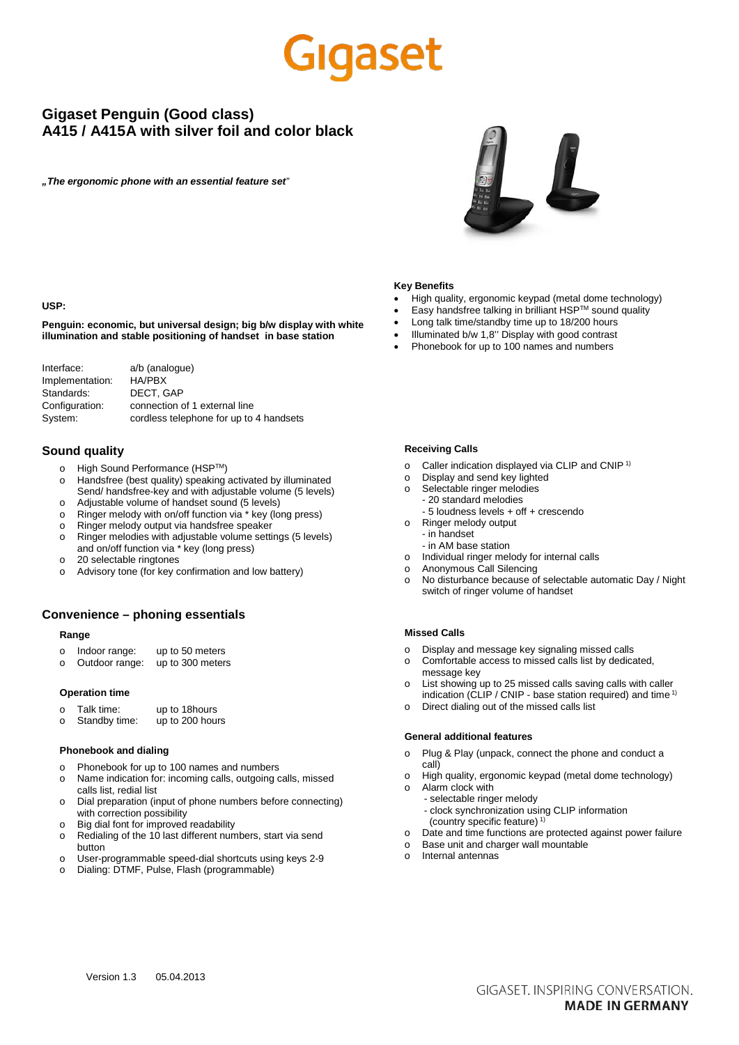# Gigaset

## Gigaset Penguin (Good class)
## A415 / A415A with silver foil and color black

*„The ergonomic phone with an essential feature set"*

**Key Benefits**

- High quality, ergonomic keypad (metal dome technology)
- Easy handsfree talking in brilliant HSP™ sound quality
- Long talk time/standby time up to 18/200 hours
- Illuminated b/w 1,8'' Display with good contrast
- Phonebook for up to 100 names and numbers

**USP:**

**Penguin: economic, but universal design; big b/w display with white illumination and stable positioning of handset in base station**

| | |
|---|---|
| Interface: | a/b (analogue) |
| Implementation: | HA/PBX |
| Standards: | DECT, GAP |
| Configuration: | connection of 1 external line |
| System: | cordless telephone for up to 4 handsets |

## Sound quality

- High Sound Performance (HSP™)
- Handsfree (best quality) speaking activated by illuminated Send/ handsfree-key and with adjustable volume (5 levels)
- Adjustable volume of handset sound (5 levels)
- Ringer melody with on/off function via * key (long press)
- Ringer melody output via handsfree speaker
- Ringer melodies with adjustable volume settings (5 levels) and on/off function via * key (long press)
- 20 selectable ringtones
- Advisory tone (for key confirmation and low battery)

## Convenience – phoning essentials

### Range

- Indoor range: up to 50 meters
- Outdoor range: up to 300 meters

### Operation time

- Talk time: up to 18hours
- Standby time: up to 200 hours

### Phonebook and dialing

- Phonebook for up to 100 names and numbers
- Name indication for: incoming calls, outgoing calls, missed calls list, redial list
- Dial preparation (input of phone numbers before connecting) with correction possibility
- Big dial font for improved readability
- Redialing of the 10 last different numbers, start via send button
- User-programmable speed-dial shortcuts using keys 2-9
- Dialing: DTMF, Pulse, Flash (programmable)

### Receiving Calls

- Caller indication displayed via CLIP and CNIP [1)]
- Display and send key lighted
- Selectable ringer melodies
  - 20 standard melodies
  - 5 loudness levels + off + crescendo
- Ringer melody output
  - in handset
  - in AM base station
- Individual ringer melody for internal calls
- Anonymous Call Silencing
- No disturbance because of selectable automatic Day / Night switch of ringer volume of handset

### Missed Calls

- Display and message key signaling missed calls
- Comfortable access to missed calls list by dedicated, message key
- List showing up to 25 missed calls saving calls with caller indication (CLIP / CNIP - base station required) and time [1)]
- Direct dialing out of the missed calls list

### General additional features

- Plug & Play (unpack, connect the phone and conduct a call)
- High quality, ergonomic keypad (metal dome technology)
- Alarm clock with
  - selectable ringer melody
  - clock synchronization using CLIP information (country specific feature) [1)]
- Date and time functions are protected against power failure
- Base unit and charger wall mountable
- Internal antennas

Version 1.3 05.04.2013

GIGASET. INSPIRING CONVERSATION.
**MADE IN GERMANY**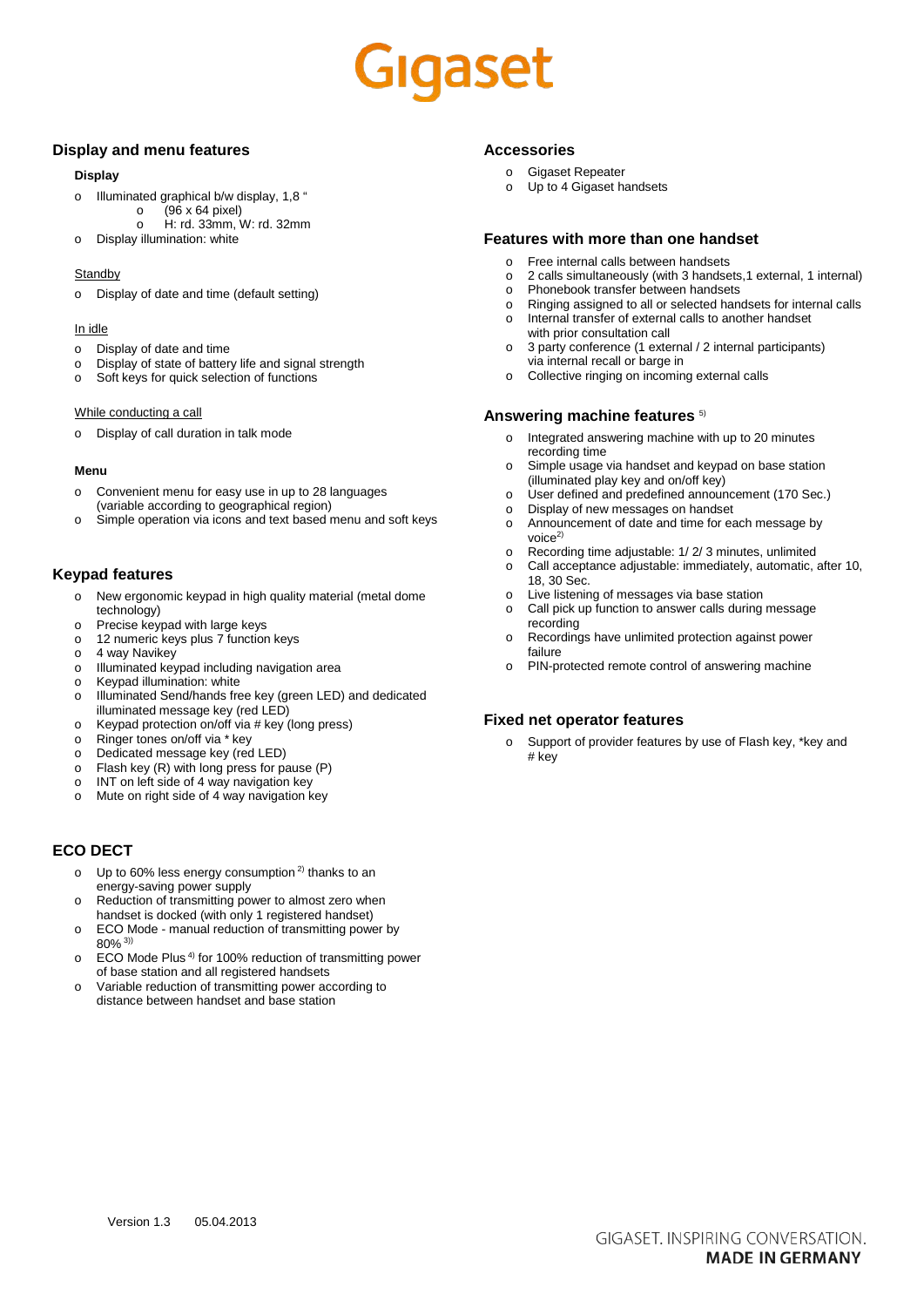## Display and menu features

**Display**

- Illuminated graphical b/w display, 1,8 "
  - (96 x 64 pixel)
  - H: rd. 33mm, W: rd. 32mm
- Display illumination: white

Standby

- Display of date and time (default setting)

In idle

- Display of date and time
- Display of state of battery life and signal strength
- Soft keys for quick selection of functions

While conducting a call

- Display of call duration in talk mode

**Menu**

- Convenient menu for easy use in up to 28 languages (variable according to geographical region)
- Simple operation via icons and text based menu and soft keys

## Keypad features

- New ergonomic keypad in high quality material (metal dome technology)
- Precise keypad with large keys
- 12 numeric keys plus 7 function keys
- 4 way Navikey
- Illuminated keypad including navigation area
- Keypad illumination: white
- Illuminated Send/hands free key (green LED) and dedicated illuminated message key (red LED)
- Keypad protection on/off via # key (long press)
- Ringer tones on/off via * key
- Dedicated message key (red LED)
- Flash key (R) with long press for pause (P)
- INT on left side of 4 way navigation key
- Mute on right side of 4 way navigation key

## ECO DECT

- Up to 60% less energy consumption [2)] thanks to an energy-saving power supply
- Reduction of transmitting power to almost zero when handset is docked (with only 1 registered handset)
- ECO Mode - manual reduction of transmitting power by 80% [3)]
- ECO Mode Plus [4)] for 100% reduction of transmitting power of base station and all registered handsets
- Variable reduction of transmitting power according to distance between handset and base station

## Accessories

- Gigaset Repeater
- Up to 4 Gigaset handsets

## Features with more than one handset

- Free internal calls between handsets
- 2 calls simultaneously (with 3 handsets,1 external, 1 internal)
- Phonebook transfer between handsets
- Ringing assigned to all or selected handsets for internal calls
- Internal transfer of external calls to another handset with prior consultation call
- 3 party conference (1 external / 2 internal participants) via internal recall or barge in
- Collective ringing on incoming external calls

## Answering machine features [5)]

- Integrated answering machine with up to 20 minutes recording time
- Simple usage via handset and keypad on base station (illuminated play key and on/off key)
- User defined and predefined announcement (170 Sec.)
- Display of new messages on handset
- Announcement of date and time for each message by voice[2)]
- Recording time adjustable: 1/ 2/ 3 minutes, unlimited
- Call acceptance adjustable: immediately, automatic, after 10, 18, 30 Sec.
- Live listening of messages via base station
- Call pick up function to answer calls during message recording
- Recordings have unlimited protection against power failure
- PIN-protected remote control of answering machine

## Fixed net operator features

- Support of provider features by use of Flash key, *key and # key

Version 1.3 05.04.2013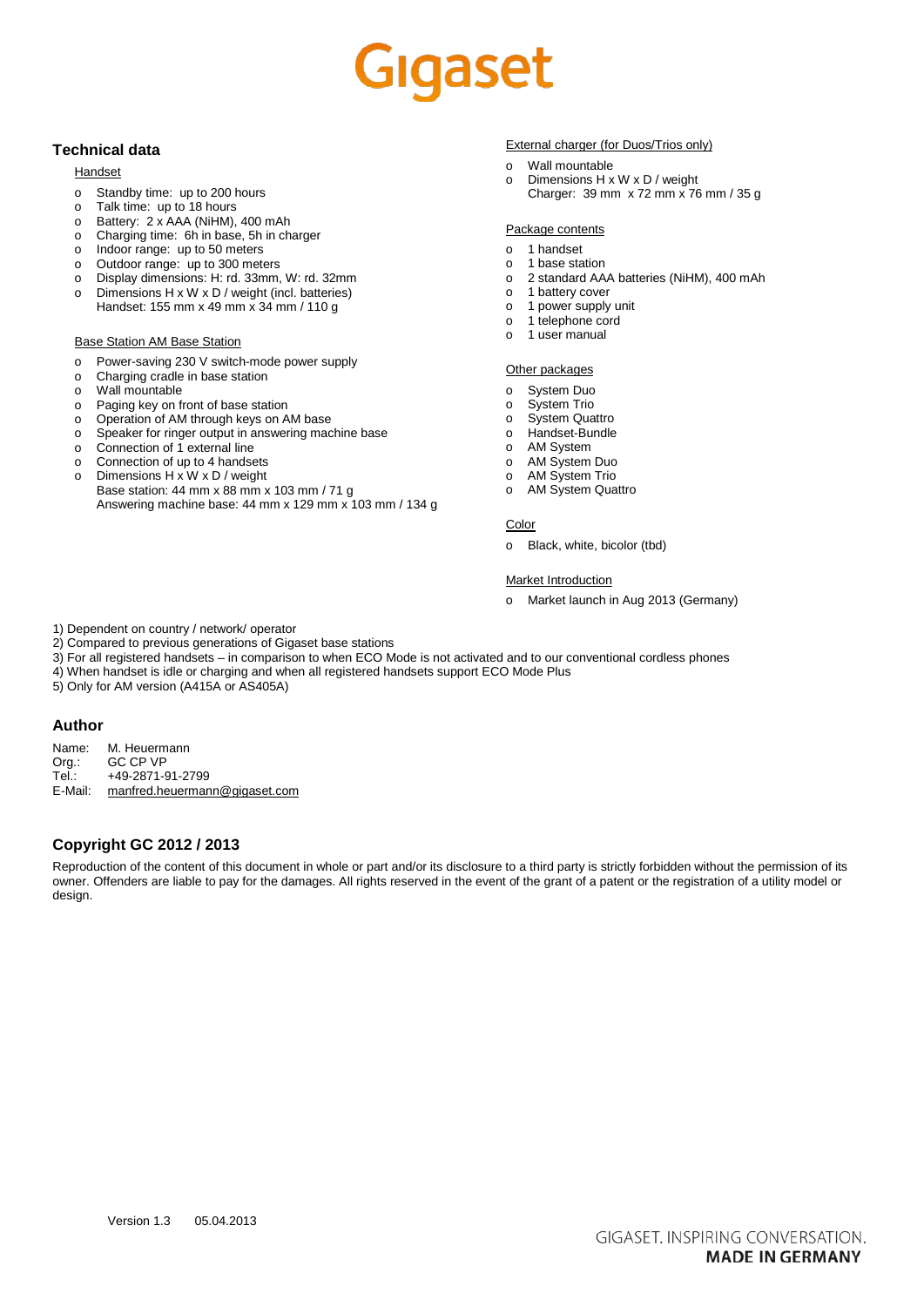Gigaset

## Technical data

Handset

- Standby time: up to 200 hours
- Talk time: up to 18 hours
- Battery: 2 x AAA (NiHM), 400 mAh
- Charging time: 6h in base, 5h in charger
- Indoor range: up to 50 meters
- Outdoor range: up to 300 meters
- Display dimensions: H: rd. 33mm, W: rd. 32mm
- Dimensions H x W x D / weight (incl. batteries)
  Handset: 155 mm x 49 mm x 34 mm / 110 g

Base Station AM Base Station

- Power-saving 230 V switch-mode power supply
- Charging cradle in base station
- Wall mountable
- Paging key on front of base station
- Operation of AM through keys on AM base
- Speaker for ringer output in answering machine base
- Connection of 1 external line
- Connection of up to 4 handsets
- Dimensions H x W x D / weight
  Base station: 44 mm x 88 mm x 103 mm / 71 g
  Answering machine base: 44 mm x 129 mm x 103 mm / 134 g

External charger (for Duos/Trios only)

- Wall mountable
- Dimensions H x W x D / weight
  Charger: 39 mm x 72 mm x 76 mm / 35 g

Package contents

- 1 handset
- 1 base station
- 2 standard AAA batteries (NiHM), 400 mAh
- 1 battery cover
- 1 power supply unit
- 1 telephone cord
- 1 user manual

Other packages

- System Duo
- System Trio
- System Quattro
- Handset-Bundle
- AM System
- AM System Duo
- AM System Trio
- AM System Quattro

Color

- Black, white, bicolor (tbd)

Market Introduction

- Market launch in Aug 2013 (Germany)

1) Dependent on country / network/ operator
2) Compared to previous generations of Gigaset base stations
3) For all registered handsets – in comparison to when ECO Mode is not activated and to our conventional cordless phones
4) When handset is idle or charging and when all registered handsets support ECO Mode Plus
5) Only for AM version (A415A or AS405A)

## Author

Name: M. Heuermann
Org.: GC CP VP
Tel.: +49-2871-91-2799
E-Mail: manfred.heuermann@gigaset.com

## Copyright GC 2012 / 2013

Reproduction of the content of this document in whole or part and/or its disclosure to a third party is strictly forbidden without the permission of its owner. Offenders are liable to pay for the damages. All rights reserved in the event of the grant of a patent or the registration of a utility model or design.

Version 1.3 05.04.2013

GIGASET. INSPIRING CONVERSATION.
**MADE IN GERMANY**